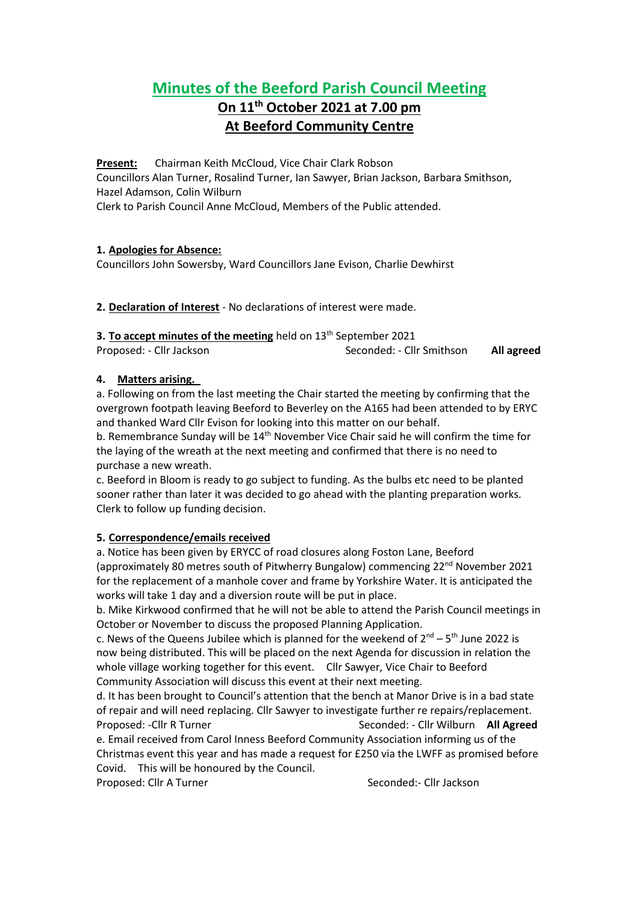# Minutes of the Beeford Parish Council Meeting

## On 11th October 2021 at 7.00 pm

## At Beeford Community Centre

**Present:** Chairman Keith McCloud, Vice Chair Clark Robson
Councillors Alan Turner, Rosalind Turner, Ian Sawyer, Brian Jackson, Barbara Smithson, Hazel Adamson, Colin Wilburn
Clerk to Parish Council Anne McCloud, Members of the Public attended.

**1. Apologies for Absence:**
Councillors John Sowersby, Ward Councillors Jane Evison, Charlie Dewhirst

**2. Declaration of Interest** - No declarations of interest were made.

**3. To accept minutes of the meeting** held on 13th September 2021
Proposed: - Cllr Jackson Seconded: - Cllr Smithson **All agreed**

**4. Matters arising.**

a. Following on from the last meeting the Chair started the meeting by confirming that the overgrown footpath leaving Beeford to Beverley on the A165 had been attended to by ERYC and thanked Ward Cllr Evison for looking into this matter on our behalf.

b. Remembrance Sunday will be 14th November Vice Chair said he will confirm the time for the laying of the wreath at the next meeting and confirmed that there is no need to purchase a new wreath.

c. Beeford in Bloom is ready to go subject to funding. As the bulbs etc need to be planted sooner rather than later it was decided to go ahead with the planting preparation works. Clerk to follow up funding decision.

**5. Correspondence/emails received**

a. Notice has been given by ERYCC of road closures along Foston Lane, Beeford (approximately 80 metres south of Pitwherry Bungalow) commencing 22nd November 2021 for the replacement of a manhole cover and frame by Yorkshire Water. It is anticipated the works will take 1 day and a diversion route will be put in place.

b. Mike Kirkwood confirmed that he will not be able to attend the Parish Council meetings in October or November to discuss the proposed Planning Application.

c. News of the Queens Jubilee which is planned for the weekend of 2nd – 5th June 2022 is now being distributed. This will be placed on the next Agenda for discussion in relation the whole village working together for this event. Cllr Sawyer, Vice Chair to Beeford Community Association will discuss this event at their next meeting.

d. It has been brought to Council's attention that the bench at Manor Drive is in a bad state of repair and will need replacing. Cllr Sawyer to investigate further re repairs/replacement.
Proposed: -Cllr R Turner Seconded: - Cllr Wilburn **All Agreed**

e. Email received from Carol Inness Beeford Community Association informing us of the Christmas event this year and has made a request for £250 via the LWFF as promised before Covid. This will be honoured by the Council.
Proposed: Cllr A Turner Seconded:- Cllr Jackson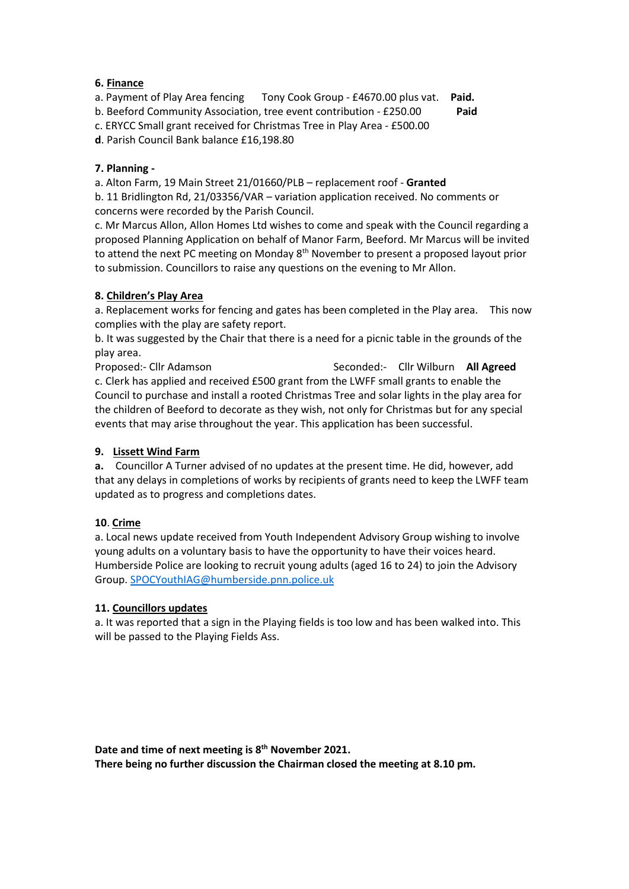**6. Finance**

a. Payment of Play Area fencing  Tony Cook Group - £4670.00 plus vat. **Paid.**

b. Beeford Community Association, tree event contribution - £250.00 **Paid**

c. ERYCC Small grant received for Christmas Tree in Play Area - £500.00

**d**. Parish Council Bank balance £16,198.80

**7. Planning -**

a. Alton Farm, 19 Main Street 21/01660/PLB – replacement roof - **Granted**

b. 11 Bridlington Rd, 21/03356/VAR – variation application received. No comments or concerns were recorded by the Parish Council.

c. Mr Marcus Allon, Allon Homes Ltd wishes to come and speak with the Council regarding a proposed Planning Application on behalf of Manor Farm, Beeford. Mr Marcus will be invited to attend the next PC meeting on Monday 8th November to present a proposed layout prior to submission. Councillors to raise any questions on the evening to Mr Allon.

**8. Children's Play Area**

a. Replacement works for fencing and gates has been completed in the Play area. This now complies with the play are safety report.

b. It was suggested by the Chair that there is a need for a picnic table in the grounds of the play area.

Proposed:- Cllr Adamson  Seconded:- Cllr Wilburn **All Agreed**

c. Clerk has applied and received £500 grant from the LWFF small grants to enable the Council to purchase and install a rooted Christmas Tree and solar lights in the play area for the children of Beeford to decorate as they wish, not only for Christmas but for any special events that may arise throughout the year. This application has been successful.

**9. Lissett Wind Farm**

**a.** Councillor A Turner advised of no updates at the present time. He did, however, add that any delays in completions of works by recipients of grants need to keep the LWFF team updated as to progress and completions dates.

**10. Crime**

a. Local news update received from Youth Independent Advisory Group wishing to involve young adults on a voluntary basis to have the opportunity to have their voices heard. Humberside Police are looking to recruit young adults (aged 16 to 24) to join the Advisory Group. SPOCYouthIAG@humberside.pnn.police.uk

**11. Councillors updates**

a. It was reported that a sign in the Playing fields is too low and has been walked into. This will be passed to the Playing Fields Ass.

**Date and time of next meeting is 8th November 2021.**

**There being no further discussion the Chairman closed the meeting at 8.10 pm.**